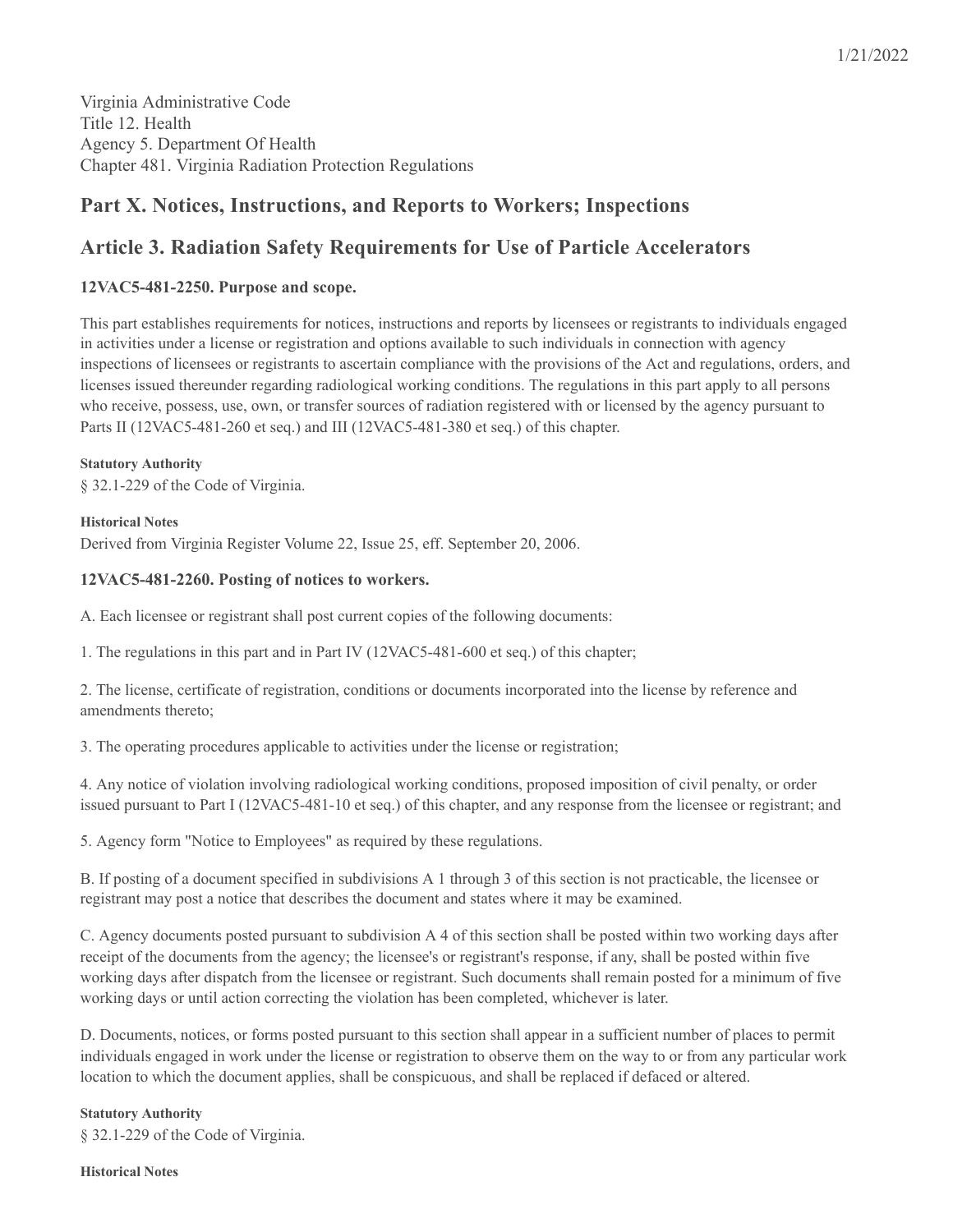Virginia Administrative Code
Title 12. Health
Agency 5. Department Of Health
Chapter 481. Virginia Radiation Protection Regulations

## Part X. Notices, Instructions, and Reports to Workers; Inspections

## Article 3. Radiation Safety Requirements for Use of Particle Accelerators

### 12VAC5-481-2250. Purpose and scope.

This part establishes requirements for notices, instructions and reports by licensees or registrants to individuals engaged in activities under a license or registration and options available to such individuals in connection with agency inspections of licensees or registrants to ascertain compliance with the provisions of the Act and regulations, orders, and licenses issued thereunder regarding radiological working conditions. The regulations in this part apply to all persons who receive, possess, use, own, or transfer sources of radiation registered with or licensed by the agency pursuant to Parts II (12VAC5-481-260 et seq.) and III (12VAC5-481-380 et seq.) of this chapter.

**Statutory Authority**

§ 32.1-229 of the Code of Virginia.

**Historical Notes**

Derived from Virginia Register Volume 22, Issue 25, eff. September 20, 2006.

### 12VAC5-481-2260. Posting of notices to workers.

A. Each licensee or registrant shall post current copies of the following documents:

1. The regulations in this part and in Part IV (12VAC5-481-600 et seq.) of this chapter;

2. The license, certificate of registration, conditions or documents incorporated into the license by reference and amendments thereto;

3. The operating procedures applicable to activities under the license or registration;

4. Any notice of violation involving radiological working conditions, proposed imposition of civil penalty, or order issued pursuant to Part I (12VAC5-481-10 et seq.) of this chapter, and any response from the licensee or registrant; and

5. Agency form "Notice to Employees" as required by these regulations.

B. If posting of a document specified in subdivisions A 1 through 3 of this section is not practicable, the licensee or registrant may post a notice that describes the document and states where it may be examined.

C. Agency documents posted pursuant to subdivision A 4 of this section shall be posted within two working days after receipt of the documents from the agency; the licensee's or registrant's response, if any, shall be posted within five working days after dispatch from the licensee or registrant. Such documents shall remain posted for a minimum of five working days or until action correcting the violation has been completed, whichever is later.

D. Documents, notices, or forms posted pursuant to this section shall appear in a sufficient number of places to permit individuals engaged in work under the license or registration to observe them on the way to or from any particular work location to which the document applies, shall be conspicuous, and shall be replaced if defaced or altered.

**Statutory Authority**

§ 32.1-229 of the Code of Virginia.

**Historical Notes**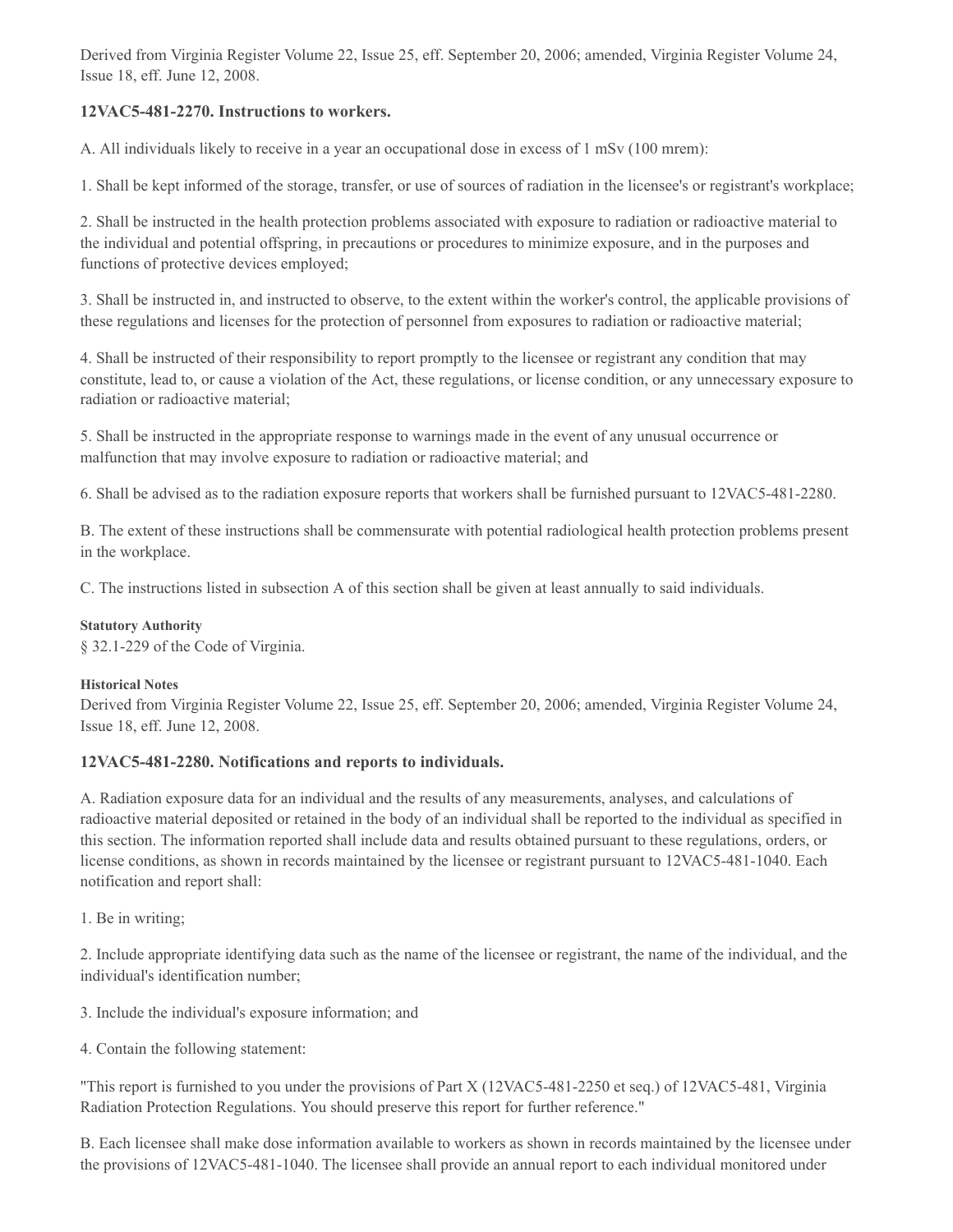Derived from Virginia Register Volume 22, Issue 25, eff. September 20, 2006; amended, Virginia Register Volume 24, Issue 18, eff. June 12, 2008.

### 12VAC5-481-2270. Instructions to workers.

A. All individuals likely to receive in a year an occupational dose in excess of 1 mSv (100 mrem):

1. Shall be kept informed of the storage, transfer, or use of sources of radiation in the licensee's or registrant's workplace;

2. Shall be instructed in the health protection problems associated with exposure to radiation or radioactive material to the individual and potential offspring, in precautions or procedures to minimize exposure, and in the purposes and functions of protective devices employed;

3. Shall be instructed in, and instructed to observe, to the extent within the worker's control, the applicable provisions of these regulations and licenses for the protection of personnel from exposures to radiation or radioactive material;

4. Shall be instructed of their responsibility to report promptly to the licensee or registrant any condition that may constitute, lead to, or cause a violation of the Act, these regulations, or license condition, or any unnecessary exposure to radiation or radioactive material;

5. Shall be instructed in the appropriate response to warnings made in the event of any unusual occurrence or malfunction that may involve exposure to radiation or radioactive material; and

6. Shall be advised as to the radiation exposure reports that workers shall be furnished pursuant to 12VAC5-481-2280.

B. The extent of these instructions shall be commensurate with potential radiological health protection problems present in the workplace.

C. The instructions listed in subsection A of this section shall be given at least annually to said individuals.

**Statutory Authority**

§ 32.1-229 of the Code of Virginia.

**Historical Notes**

Derived from Virginia Register Volume 22, Issue 25, eff. September 20, 2006; amended, Virginia Register Volume 24, Issue 18, eff. June 12, 2008.

### 12VAC5-481-2280. Notifications and reports to individuals.

A. Radiation exposure data for an individual and the results of any measurements, analyses, and calculations of radioactive material deposited or retained in the body of an individual shall be reported to the individual as specified in this section. The information reported shall include data and results obtained pursuant to these regulations, orders, or license conditions, as shown in records maintained by the licensee or registrant pursuant to 12VAC5-481-1040. Each notification and report shall:

1. Be in writing;

2. Include appropriate identifying data such as the name of the licensee or registrant, the name of the individual, and the individual's identification number;

3. Include the individual's exposure information; and

4. Contain the following statement:

"This report is furnished to you under the provisions of Part X (12VAC5-481-2250 et seq.) of 12VAC5-481, Virginia Radiation Protection Regulations. You should preserve this report for further reference."

B. Each licensee shall make dose information available to workers as shown in records maintained by the licensee under the provisions of 12VAC5-481-1040. The licensee shall provide an annual report to each individual monitored under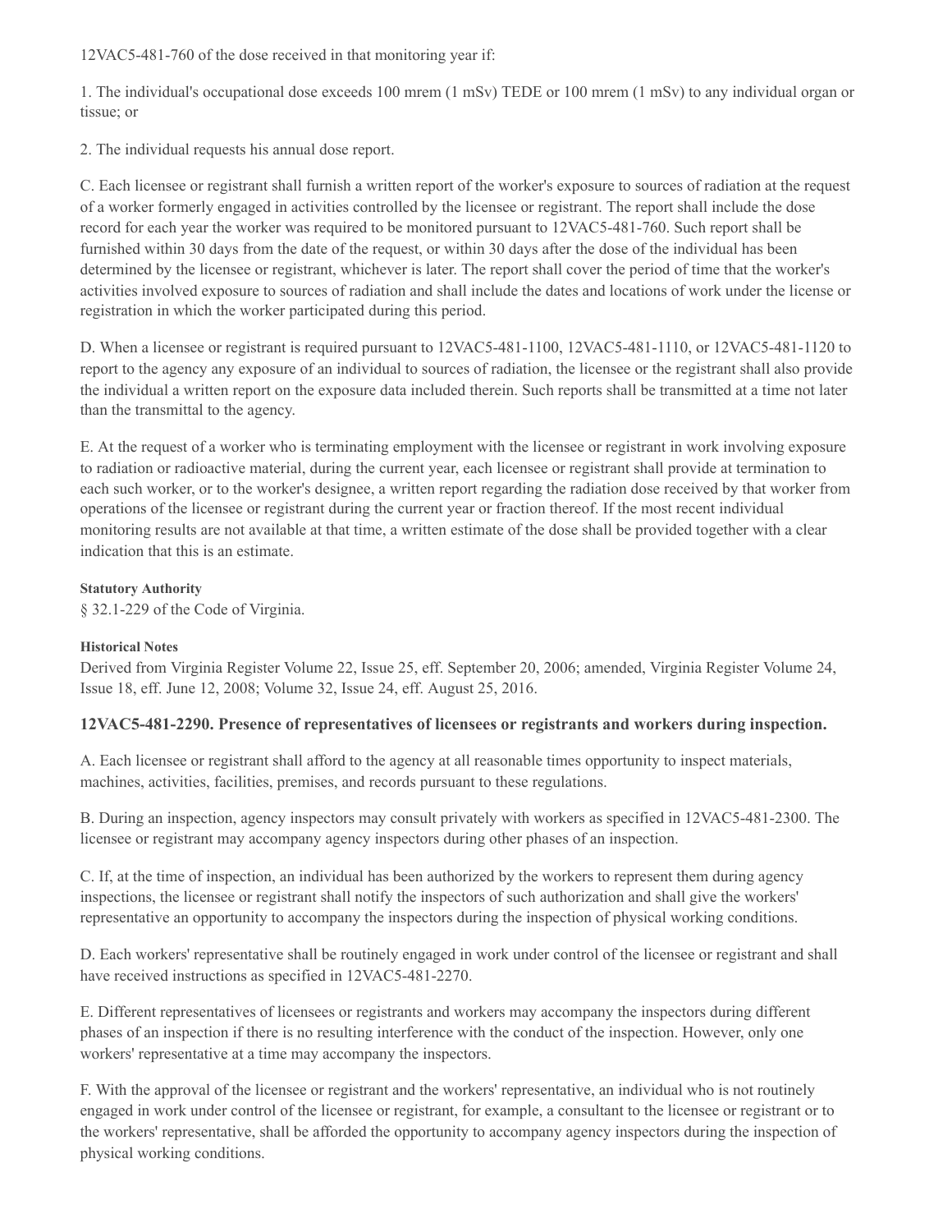12VAC5-481-760 of the dose received in that monitoring year if:

1. The individual's occupational dose exceeds 100 mrem (1 mSv) TEDE or 100 mrem (1 mSv) to any individual organ or tissue; or

2. The individual requests his annual dose report.

C. Each licensee or registrant shall furnish a written report of the worker's exposure to sources of radiation at the request of a worker formerly engaged in activities controlled by the licensee or registrant. The report shall include the dose record for each year the worker was required to be monitored pursuant to 12VAC5-481-760. Such report shall be furnished within 30 days from the date of the request, or within 30 days after the dose of the individual has been determined by the licensee or registrant, whichever is later. The report shall cover the period of time that the worker's activities involved exposure to sources of radiation and shall include the dates and locations of work under the license or registration in which the worker participated during this period.

D. When a licensee or registrant is required pursuant to 12VAC5-481-1100, 12VAC5-481-1110, or 12VAC5-481-1120 to report to the agency any exposure of an individual to sources of radiation, the licensee or the registrant shall also provide the individual a written report on the exposure data included therein. Such reports shall be transmitted at a time not later than the transmittal to the agency.

E. At the request of a worker who is terminating employment with the licensee or registrant in work involving exposure to radiation or radioactive material, during the current year, each licensee or registrant shall provide at termination to each such worker, or to the worker's designee, a written report regarding the radiation dose received by that worker from operations of the licensee or registrant during the current year or fraction thereof. If the most recent individual monitoring results are not available at that time, a written estimate of the dose shall be provided together with a clear indication that this is an estimate.

**Statutory Authority**

§ 32.1-229 of the Code of Virginia.

**Historical Notes**

Derived from Virginia Register Volume 22, Issue 25, eff. September 20, 2006; amended, Virginia Register Volume 24, Issue 18, eff. June 12, 2008; Volume 32, Issue 24, eff. August 25, 2016.

### 12VAC5-481-2290. Presence of representatives of licensees or registrants and workers during inspection.

A. Each licensee or registrant shall afford to the agency at all reasonable times opportunity to inspect materials, machines, activities, facilities, premises, and records pursuant to these regulations.

B. During an inspection, agency inspectors may consult privately with workers as specified in 12VAC5-481-2300. The licensee or registrant may accompany agency inspectors during other phases of an inspection.

C. If, at the time of inspection, an individual has been authorized by the workers to represent them during agency inspections, the licensee or registrant shall notify the inspectors of such authorization and shall give the workers' representative an opportunity to accompany the inspectors during the inspection of physical working conditions.

D. Each workers' representative shall be routinely engaged in work under control of the licensee or registrant and shall have received instructions as specified in 12VAC5-481-2270.

E. Different representatives of licensees or registrants and workers may accompany the inspectors during different phases of an inspection if there is no resulting interference with the conduct of the inspection. However, only one workers' representative at a time may accompany the inspectors.

F. With the approval of the licensee or registrant and the workers' representative, an individual who is not routinely engaged in work under control of the licensee or registrant, for example, a consultant to the licensee or registrant or to the workers' representative, shall be afforded the opportunity to accompany agency inspectors during the inspection of physical working conditions.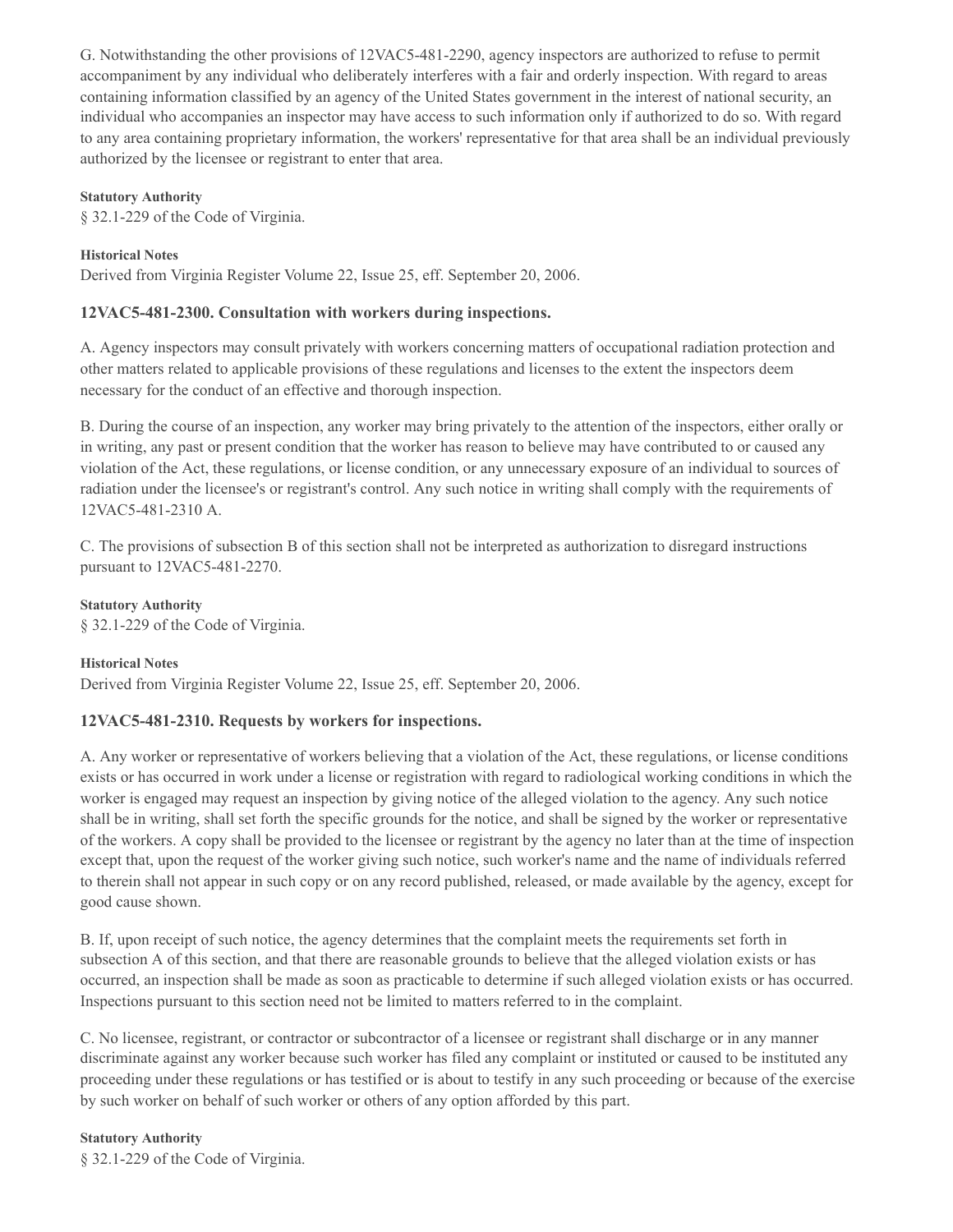G. Notwithstanding the other provisions of 12VAC5-481-2290, agency inspectors are authorized to refuse to permit accompaniment by any individual who deliberately interferes with a fair and orderly inspection. With regard to areas containing information classified by an agency of the United States government in the interest of national security, an individual who accompanies an inspector may have access to such information only if authorized to do so. With regard to any area containing proprietary information, the workers' representative for that area shall be an individual previously authorized by the licensee or registrant to enter that area.

**Statutory Authority**

§ 32.1-229 of the Code of Virginia.

**Historical Notes**

Derived from Virginia Register Volume 22, Issue 25, eff. September 20, 2006.

### 12VAC5-481-2300. Consultation with workers during inspections.

A. Agency inspectors may consult privately with workers concerning matters of occupational radiation protection and other matters related to applicable provisions of these regulations and licenses to the extent the inspectors deem necessary for the conduct of an effective and thorough inspection.

B. During the course of an inspection, any worker may bring privately to the attention of the inspectors, either orally or in writing, any past or present condition that the worker has reason to believe may have contributed to or caused any violation of the Act, these regulations, or license condition, or any unnecessary exposure of an individual to sources of radiation under the licensee's or registrant's control. Any such notice in writing shall comply with the requirements of 12VAC5-481-2310 A.

C. The provisions of subsection B of this section shall not be interpreted as authorization to disregard instructions pursuant to 12VAC5-481-2270.

**Statutory Authority**

§ 32.1-229 of the Code of Virginia.

**Historical Notes**

Derived from Virginia Register Volume 22, Issue 25, eff. September 20, 2006.

### 12VAC5-481-2310. Requests by workers for inspections.

A. Any worker or representative of workers believing that a violation of the Act, these regulations, or license conditions exists or has occurred in work under a license or registration with regard to radiological working conditions in which the worker is engaged may request an inspection by giving notice of the alleged violation to the agency. Any such notice shall be in writing, shall set forth the specific grounds for the notice, and shall be signed by the worker or representative of the workers. A copy shall be provided to the licensee or registrant by the agency no later than at the time of inspection except that, upon the request of the worker giving such notice, such worker's name and the name of individuals referred to therein shall not appear in such copy or on any record published, released, or made available by the agency, except for good cause shown.

B. If, upon receipt of such notice, the agency determines that the complaint meets the requirements set forth in subsection A of this section, and that there are reasonable grounds to believe that the alleged violation exists or has occurred, an inspection shall be made as soon as practicable to determine if such alleged violation exists or has occurred. Inspections pursuant to this section need not be limited to matters referred to in the complaint.

C. No licensee, registrant, or contractor or subcontractor of a licensee or registrant shall discharge or in any manner discriminate against any worker because such worker has filed any complaint or instituted or caused to be instituted any proceeding under these regulations or has testified or is about to testify in any such proceeding or because of the exercise by such worker on behalf of such worker or others of any option afforded by this part.

**Statutory Authority**

§ 32.1-229 of the Code of Virginia.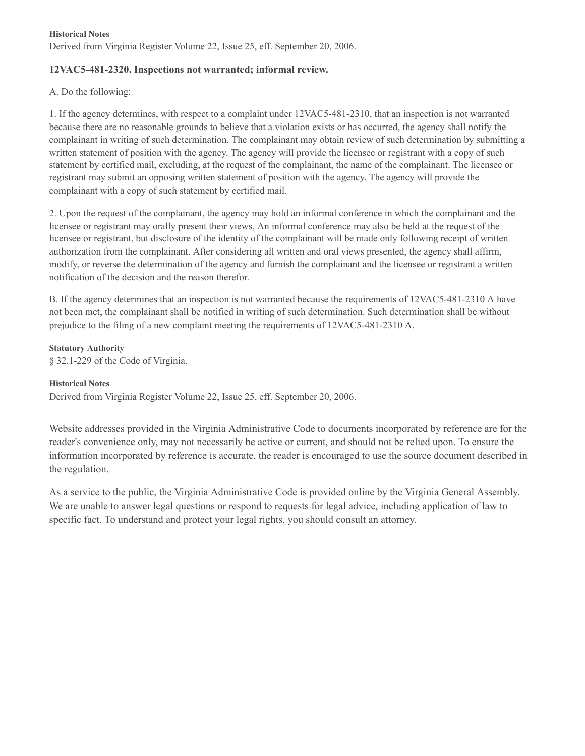**Historical Notes**

Derived from Virginia Register Volume 22, Issue 25, eff. September 20, 2006.

### 12VAC5-481-2320. Inspections not warranted; informal review.

A. Do the following:

1. If the agency determines, with respect to a complaint under 12VAC5-481-2310, that an inspection is not warranted because there are no reasonable grounds to believe that a violation exists or has occurred, the agency shall notify the complainant in writing of such determination. The complainant may obtain review of such determination by submitting a written statement of position with the agency. The agency will provide the licensee or registrant with a copy of such statement by certified mail, excluding, at the request of the complainant, the name of the complainant. The licensee or registrant may submit an opposing written statement of position with the agency. The agency will provide the complainant with a copy of such statement by certified mail.

2. Upon the request of the complainant, the agency may hold an informal conference in which the complainant and the licensee or registrant may orally present their views. An informal conference may also be held at the request of the licensee or registrant, but disclosure of the identity of the complainant will be made only following receipt of written authorization from the complainant. After considering all written and oral views presented, the agency shall affirm, modify, or reverse the determination of the agency and furnish the complainant and the licensee or registrant a written notification of the decision and the reason therefor.

B. If the agency determines that an inspection is not warranted because the requirements of 12VAC5-481-2310 A have not been met, the complainant shall be notified in writing of such determination. Such determination shall be without prejudice to the filing of a new complaint meeting the requirements of 12VAC5-481-2310 A.

**Statutory Authority**

§ 32.1-229 of the Code of Virginia.

**Historical Notes**

Derived from Virginia Register Volume 22, Issue 25, eff. September 20, 2006.

Website addresses provided in the Virginia Administrative Code to documents incorporated by reference are for the reader's convenience only, may not necessarily be active or current, and should not be relied upon. To ensure the information incorporated by reference is accurate, the reader is encouraged to use the source document described in the regulation.

As a service to the public, the Virginia Administrative Code is provided online by the Virginia General Assembly. We are unable to answer legal questions or respond to requests for legal advice, including application of law to specific fact. To understand and protect your legal rights, you should consult an attorney.